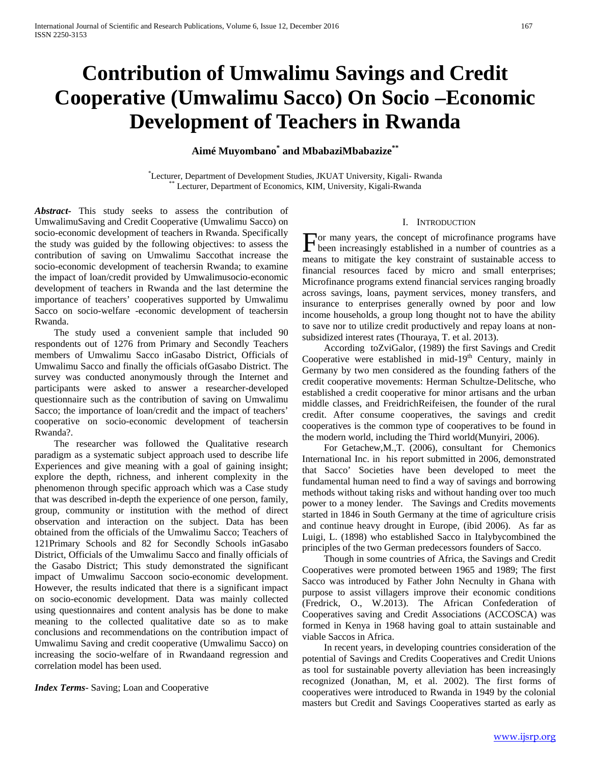# Contribution of Umwalimu Savings and Credit Cooperative (Umwalimu Sacco) On Socio –Economic Development of Teachers in Rwanda

**Aimé Muyombano[*] and MbabaziMbabazize[**]**

[*]Lecturer, Department of Development Studies, JKUAT University, Kigali- Rwanda
[**] Lecturer, Department of Economics, KIM, University, Kigali-Rwanda

***Abstract***- This study seeks to assess the contribution of UmwalimuSaving and Credit Cooperative (Umwalimu Sacco) on socio-economic development of teachers in Rwanda. Specifically the study was guided by the following objectives: to assess the contribution of saving on Umwalimu Saccothat increase the socio-economic development of teachersin Rwanda; to examine the impact of loan/credit provided by Umwalimusocio-economic development of teachers in Rwanda and the last determine the importance of teachers' cooperatives supported by Umwalimu Sacco on socio-welfare -economic development of teachersin Rwanda.

The study used a convenient sample that included 90 respondents out of 1276 from Primary and Secondly Teachers members of Umwalimu Sacco inGasabo District, Officials of Umwalimu Sacco and finally the officials ofGasabo District. The survey was conducted anonymously through the Internet and participants were asked to answer a researcher-developed questionnaire such as the contribution of saving on Umwalimu Sacco; the importance of loan/credit and the impact of teachers' cooperative on socio-economic development of teachersin Rwanda?.

The researcher was followed the Qualitative research paradigm as a systematic subject approach used to describe life Experiences and give meaning with a goal of gaining insight; explore the depth, richness, and inherent complexity in the phenomenon through specific approach which was a Case study that was described in-depth the experience of one person, family, group, community or institution with the method of direct observation and interaction on the subject. Data has been obtained from the officials of the Umwalimu Sacco; Teachers of 121Primary Schools and 82 for Secondly Schools inGasabo District, Officials of the Umwalimu Sacco and finally officials of the Gasabo District; This study demonstrated the significant impact of Umwalimu Saccoon socio-economic development. However, the results indicated that there is a significant impact on socio-economic development. Data was mainly collected using questionnaires and content analysis has be done to make meaning to the collected qualitative date so as to make conclusions and recommendations on the contribution impact of Umwalimu Saving and credit cooperative (Umwalimu Sacco) on increasing the socio-welfare of in Rwandaand regression and correlation model has been used.

***Index Terms***- Saving; Loan and Cooperative

## I. Introduction

For many years, the concept of microfinance programs have been increasingly established in a number of countries as a means to mitigate the key constraint of sustainable access to financial resources faced by micro and small enterprises; Microfinance programs extend financial services ranging broadly across savings, loans, payment services, money transfers, and insurance to enterprises generally owned by poor and low income households, a group long thought not to have the ability to save nor to utilize credit productively and repay loans at non-subsidized interest rates (Thouraya, T. et al. 2013).

According toZviGalor, (1989) the first Savings and Credit Cooperative were established in mid-19th Century, mainly in Germany by two men considered as the founding fathers of the credit cooperative movements: Herman Schultze-Delitsche, who established a credit cooperative for minor artisans and the urban middle classes, and FreidrichReifeisen, the founder of the rural credit. After consume cooperatives, the savings and credit cooperatives is the common type of cooperatives to be found in the modern world, including the Third world(Munyiri, 2006).

For Getachew,M.,T. (2006), consultant for Chemonics International Inc. in his report submitted in 2006, demonstrated that Sacco' Societies have been developed to meet the fundamental human need to find a way of savings and borrowing methods without taking risks and without handing over too much power to a money lender. The Savings and Credits movements started in 1846 in South Germany at the time of agriculture crisis and continue heavy drought in Europe, (ibid 2006). As far as Luigi, L. (1898) who established Sacco in Italybycombined the principles of the two German predecessors founders of Sacco.

Though in some countries of Africa, the Savings and Credit Cooperatives were promoted between 1965 and 1989; The first Sacco was introduced by Father John Necnulty in Ghana with purpose to assist villagers improve their economic conditions (Fredrick, O., W.2013). The African Confederation of Cooperatives saving and Credit Associations (ACCOSCA) was formed in Kenya in 1968 having goal to attain sustainable and viable Saccos in Africa.

In recent years, in developing countries consideration of the potential of Savings and Credits Cooperatives and Credit Unions as tool for sustainable poverty alleviation has been increasingly recognized (Jonathan, M, et al. 2002). The first forms of cooperatives were introduced to Rwanda in 1949 by the colonial masters but Credit and Savings Cooperatives started as early as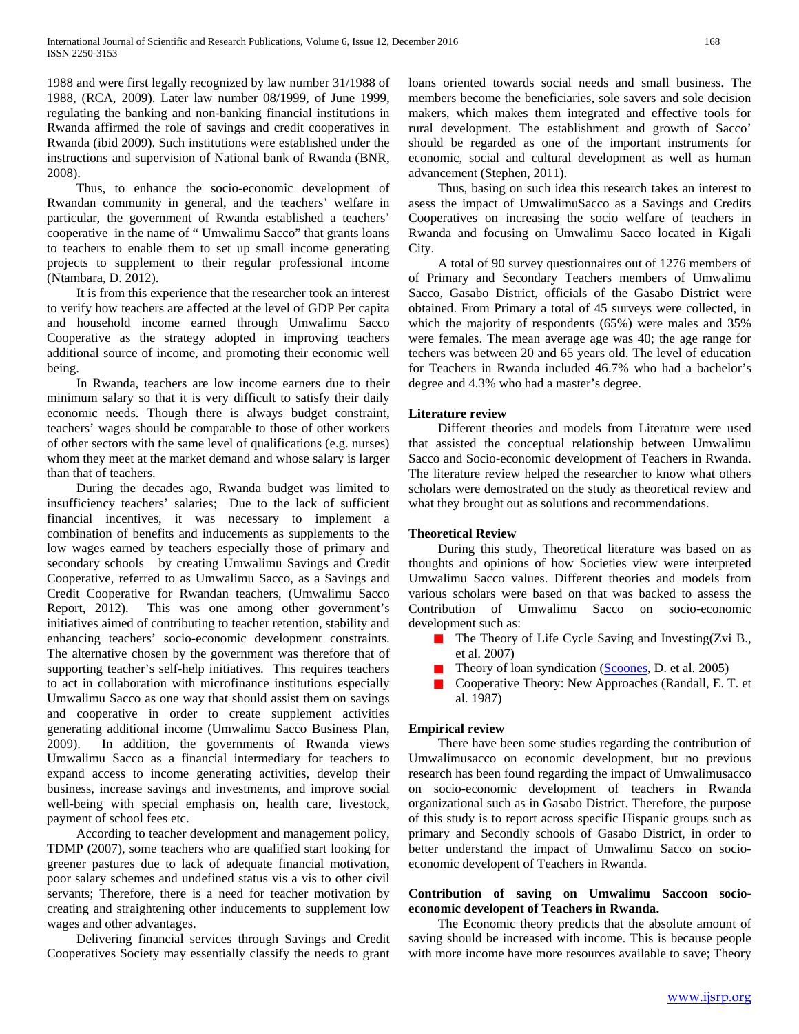1988 and were first legally recognized by law number 31/1988 of 1988, (RCA, 2009). Later law number 08/1999, of June 1999, regulating the banking and non-banking financial institutions in Rwanda affirmed the role of savings and credit cooperatives in Rwanda (ibid 2009). Such institutions were established under the instructions and supervision of National bank of Rwanda (BNR, 2008).

Thus, to enhance the socio-economic development of Rwandan community in general, and the teachers' welfare in particular, the government of Rwanda established a teachers' cooperative in the name of " Umwalimu Sacco" that grants loans to teachers to enable them to set up small income generating projects to supplement to their regular professional income (Ntambara, D. 2012).

It is from this experience that the researcher took an interest to verify how teachers are affected at the level of GDP Per capita and household income earned through Umwalimu Sacco Cooperative as the strategy adopted in improving teachers additional source of income, and promoting their economic well being.

In Rwanda, teachers are low income earners due to their minimum salary so that it is very difficult to satisfy their daily economic needs. Though there is always budget constraint, teachers' wages should be comparable to those of other workers of other sectors with the same level of qualifications (e.g. nurses) whom they meet at the market demand and whose salary is larger than that of teachers.

During the decades ago, Rwanda budget was limited to insufficiency teachers' salaries; Due to the lack of sufficient financial incentives, it was necessary to implement a combination of benefits and inducements as supplements to the low wages earned by teachers especially those of primary and secondary schools by creating Umwalimu Savings and Credit Cooperative, referred to as Umwalimu Sacco, as a Savings and Credit Cooperative for Rwandan teachers, (Umwalimu Sacco Report, 2012). This was one among other government's initiatives aimed of contributing to teacher retention, stability and enhancing teachers' socio-economic development constraints. The alternative chosen by the government was therefore that of supporting teacher's self-help initiatives. This requires teachers to act in collaboration with microfinance institutions especially Umwalimu Sacco as one way that should assist them on savings and cooperative in order to create supplement activities generating additional income (Umwalimu Sacco Business Plan, 2009). In addition, the governments of Rwanda views Umwalimu Sacco as a financial intermediary for teachers to expand access to income generating activities, develop their business, increase savings and investments, and improve social well-being with special emphasis on, health care, livestock, payment of school fees etc.

According to teacher development and management policy, TDMP (2007), some teachers who are qualified start looking for greener pastures due to lack of adequate financial motivation, poor salary schemes and undefined status vis a vis to other civil servants; Therefore, there is a need for teacher motivation by creating and straightening other inducements to supplement low wages and other advantages.

Delivering financial services through Savings and Credit Cooperatives Society may essentially classify the needs to grant loans oriented towards social needs and small business. The members become the beneficiaries, sole savers and sole decision makers, which makes them integrated and effective tools for rural development. The establishment and growth of Sacco' should be regarded as one of the important instruments for economic, social and cultural development as well as human advancement (Stephen, 2011).

Thus, basing on such idea this research takes an interest to asess the impact of UmwalimuSacco as a Savings and Credits Cooperatives on increasing the socio welfare of teachers in Rwanda and focusing on Umwalimu Sacco located in Kigali City.

A total of 90 survey questionnaires out of 1276 members of of Primary and Secondary Teachers members of Umwalimu Sacco, Gasabo District, officials of the Gasabo District were obtained. From Primary a total of 45 surveys were collected, in which the majority of respondents (65%) were males and 35% were females. The mean average age was 40; the age range for techers was between 20 and 65 years old. The level of education for Teachers in Rwanda included 46.7% who had a bachelor's degree and 4.3% who had a master's degree.

## Literature review

Different theories and models from Literature were used that assisted the conceptual relationship between Umwalimu Sacco and Socio-economic development of Teachers in Rwanda. The literature review helped the researcher to know what others scholars were demostrated on the study as theoretical review and what they brought out as solutions and recommendations.

## Theoretical Review

During this study, Theoretical literature was based on as thoughts and opinions of how Societies view were interpreted Umwalimu Sacco values. Different theories and models from various scholars were based on that was backed to assess the Contribution of Umwalimu Sacco on socio-economic development such as:

- The Theory of Life Cycle Saving and Investing(Zvi B., et al. 2007)
- Theory of loan syndication (Scoones, D. et al. 2005)
- Cooperative Theory: New Approaches (Randall, E. T. et al. 1987)

## Empirical review

There have been some studies regarding the contribution of Umwalimusacco on economic development, but no previous research has been found regarding the impact of Umwalimusacco on socio-economic development of teachers in Rwanda organizational such as in Gasabo District. Therefore, the purpose of this study is to report across specific Hispanic groups such as primary and Secondly schools of Gasabo District, in order to better understand the impact of Umwalimu Sacco on socio-economic developent of Teachers in Rwanda.

## Contribution of saving on Umwalimu Saccoon socio-economic developent of Teachers in Rwanda.

The Economic theory predicts that the absolute amount of saving should be increased with income. This is because people with more income have more resources available to save; Theory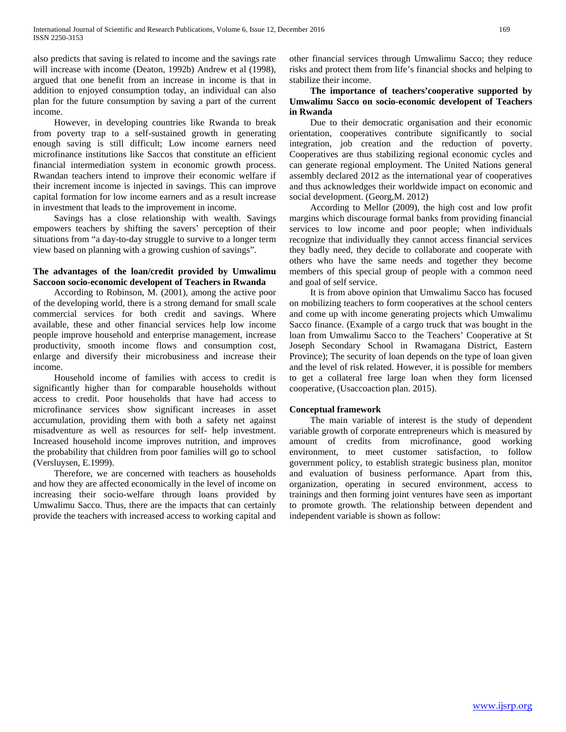also predicts that saving is related to income and the savings rate will increase with income (Deaton, 1992b) Andrew et al (1998), argued that one benefit from an increase in income is that in addition to enjoyed consumption today, an individual can also plan for the future consumption by saving a part of the current income.

However, in developing countries like Rwanda to break from poverty trap to a self-sustained growth in generating enough saving is still difficult; Low income earners need microfinance institutions like Saccos that constitute an efficient financial intermediation system in economic growth process. Rwandan teachers intend to improve their economic welfare if their increment income is injected in savings. This can improve capital formation for low income earners and as a result increase in investment that leads to the improvement in income.

Savings has a close relationship with wealth. Savings empowers teachers by shifting the savers' perception of their situations from "a day-to-day struggle to survive to a longer term view based on planning with a growing cushion of savings".

**The advantages of the loan/credit provided by Umwalimu Saccoon socio-economic developent of Teachers in Rwanda**

According to Robinson, M. (2001), among the active poor of the developing world, there is a strong demand for small scale commercial services for both credit and savings. Where available, these and other financial services help low income people improve household and enterprise management, increase productivity, smooth income flows and consumption cost, enlarge and diversify their microbusiness and increase their income.

Household income of families with access to credit is significantly higher than for comparable households without access to credit. Poor households that have had access to microfinance services show significant increases in asset accumulation, providing them with both a safety net against misadventure as well as resources for self- help investment. Increased household income improves nutrition, and improves the probability that children from poor families will go to school (Versluysen, E.1999).

Therefore, we are concerned with teachers as households and how they are affected economically in the level of income on increasing their socio-welfare through loans provided by Umwalimu Sacco. Thus, there are the impacts that can certainly provide the teachers with increased access to working capital and other financial services through Umwalimu Sacco; they reduce risks and protect them from life's financial shocks and helping to stabilize their income.

**The importance of teachers'cooperative supported by Umwalimu Sacco on socio-economic developent of Teachers in Rwanda**

Due to their democratic organisation and their economic orientation, cooperatives contribute significantly to social integration, job creation and the reduction of poverty. Cooperatives are thus stabilizing regional economic cycles and can generate regional employment. The United Nations general assembly declared 2012 as the international year of cooperatives and thus acknowledges their worldwide impact on economic and social development. (Georg,M. 2012)

According to Mellor (2009), the high cost and low profit margins which discourage formal banks from providing financial services to low income and poor people; when individuals recognize that individually they cannot access financial services they badly need, they decide to collaborate and cooperate with others who have the same needs and together they become members of this special group of people with a common need and goal of self service.

It is from above opinion that Umwalimu Sacco has focused on mobilizing teachers to form cooperatives at the school centers and come up with income generating projects which Umwalimu Sacco finance. (Example of a cargo truck that was bought in the loan from Umwalimu Sacco to the Teachers' Cooperative at St Joseph Secondary School in Rwamagana District, Eastern Province); The security of loan depends on the type of loan given and the level of risk related. However, it is possible for members to get a collateral free large loan when they form licensed cooperative, (Usaccoaction plan. 2015).

**Conceptual framework**

The main variable of interest is the study of dependent variable growth of corporate entrepreneurs which is measured by amount of credits from microfinance, good working environment, to meet customer satisfaction, to follow government policy, to establish strategic business plan, monitor and evaluation of business performance. Apart from this, organization, operating in secured environment, access to trainings and then forming joint ventures have seen as important to promote growth. The relationship between dependent and independent variable is shown as follow: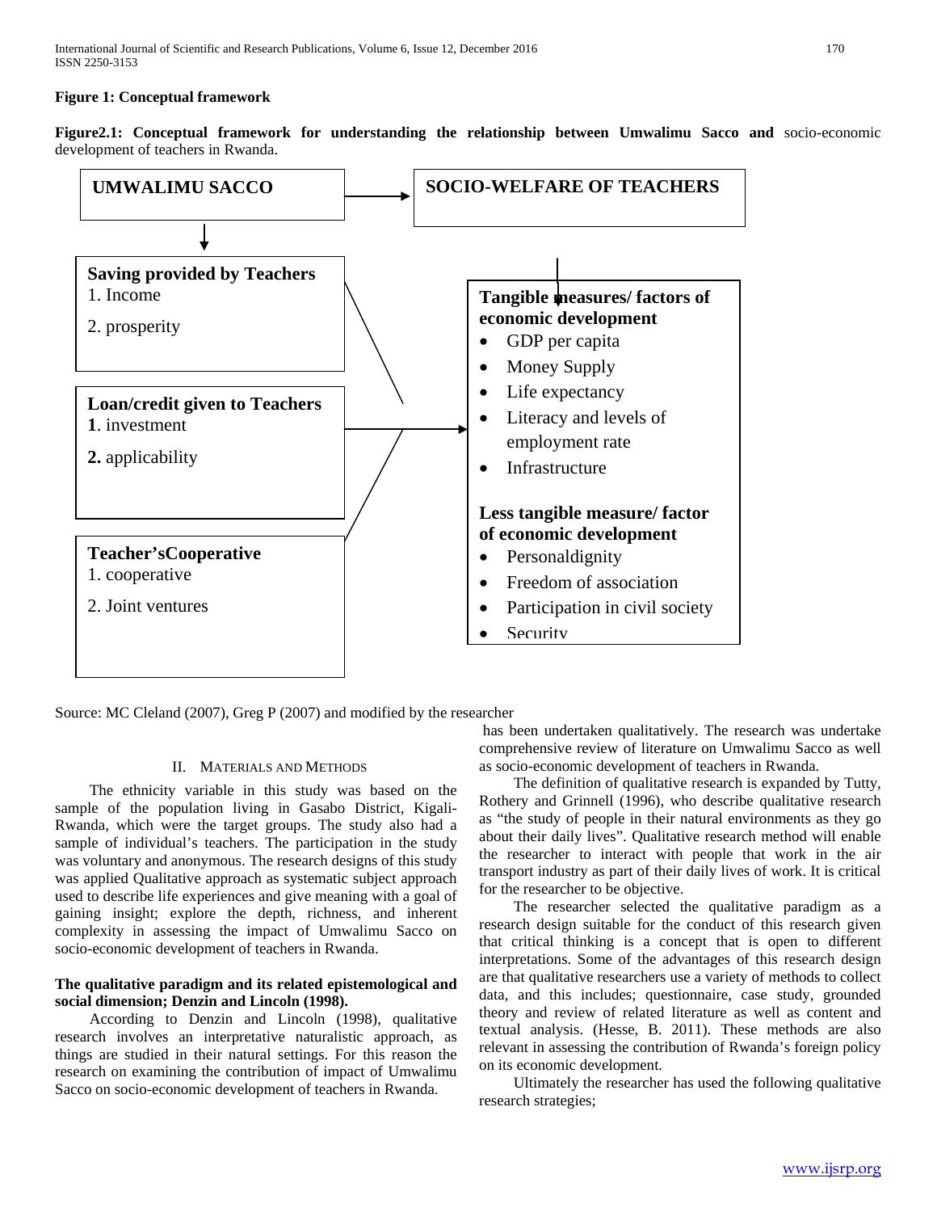**Figure 1: Conceptual framework**

**Figure2.1: Conceptual framework for understanding the relationship between Umwalimu Sacco and** socio-economic development of teachers in Rwanda.

**UMWALIMU SACCO** → **SOCIO-WELFARE OF TEACHERS**

**Saving provided by Teachers**
1. Income
2. prosperity

**Loan/credit given to Teachers**
**1**. investment
**2.** applicability

**Teacher'sCooperative**
1. cooperative
2. Joint ventures

**Tangible measures/ factors of economic development**
- GDP per capita
- Money Supply
- Life expectancy
- Literacy and levels of employment rate
- Infrastructure

**Less tangible measure/ factor of economic development**
- Personaldignity
- Freedom of association
- Participation in civil society
- Security

Source: MC Cleland (2007), Greg P (2007) and modified by the researcher

## II. Materials and Methods

The ethnicity variable in this study was based on the sample of the population living in Gasabo District, Kigali-Rwanda, which were the target groups. The study also had a sample of individual's teachers. The participation in the study was voluntary and anonymous. The research designs of this study was applied Qualitative approach as systematic subject approach used to describe life experiences and give meaning with a goal of gaining insight; explore the depth, richness, and inherent complexity in assessing the impact of Umwalimu Sacco on socio-economic development of teachers in Rwanda.

**The qualitative paradigm and its related epistemological and social dimension; Denzin and Lincoln (1998).**

According to Denzin and Lincoln (1998), qualitative research involves an interpretative naturalistic approach, as things are studied in their natural settings. For this reason the research on examining the contribution of impact of Umwalimu Sacco on socio-economic development of teachers in Rwanda. has been undertaken qualitatively. The research was undertake comprehensive review of literature on Umwalimu Sacco as well as socio-economic development of teachers in Rwanda.

The definition of qualitative research is expanded by Tutty, Rothery and Grinnell (1996), who describe qualitative research as "the study of people in their natural environments as they go about their daily lives". Qualitative research method will enable the researcher to interact with people that work in the air transport industry as part of their daily lives of work. It is critical for the researcher to be objective.

The researcher selected the qualitative paradigm as a research design suitable for the conduct of this research given that critical thinking is a concept that is open to different interpretations. Some of the advantages of this research design are that qualitative researchers use a variety of methods to collect data, and this includes; questionnaire, case study, grounded theory and review of related literature as well as content and textual analysis. (Hesse, B. 2011). These methods are also relevant in assessing the contribution of Rwanda's foreign policy on its economic development.

Ultimately the researcher has used the following qualitative research strategies;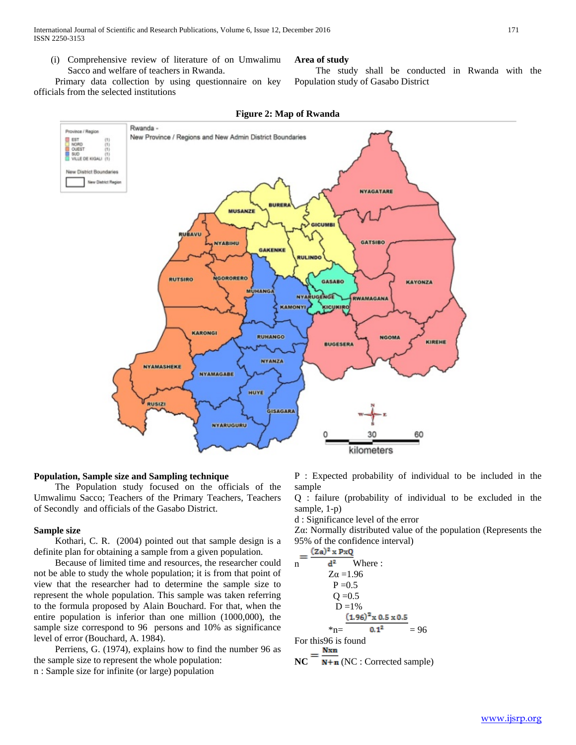(i) Comprehensive review of literature of on Umwalimu Sacco and welfare of teachers in Rwanda.

Primary data collection by using questionnaire on key officials from the selected institutions

**Area of study**

The study shall be conducted in Rwanda with the Population study of Gasabo District

**Figure 2: Map of Rwanda**

**Population, Sample size and Sampling technique**

The Population study focused on the officials of the Umwalimu Sacco; Teachers of the Primary Teachers, Teachers of Secondly and officials of the Gasabo District.

**Sample size**

Kothari, C. R. (2004) pointed out that sample design is a definite plan for obtaining a sample from a given population.

Because of limited time and resources, the researcher could not be able to study the whole population; it is from that point of view that the researcher had to determine the sample size to represent the whole population. This sample was taken referring to the formula proposed by Alain Bouchard. For that, when the entire population is inferior than one million (1000,000), the sample size correspond to 96 persons and 10% as significance level of error (Bouchard, A. 1984).

Perriens, G. (1974), explains how to find the number 96 as the sample size to represent the whole population:

n : Sample size for infinite (or large) population

P : Expected probability of individual to be included in the sample

Q : failure (probability of individual to be excluded in the sample, 1-p)

d : Significance level of the error

Zα: Normally distributed value of the population (Represents the 95% of the confidence interval)

$$n = \frac{(Z\alpha)^2 \times P \times Q}{d^2}$$

Where :

Zα =1.96

P =0.5

Q =0.5

D =1%

$$*n = \frac{(1.96)^2 \times 0.5 \times 0.5}{0.1^2} = 96$$

For this96 is found

$$NC = \frac{N \times n}{N + n}$$ (NC : Corrected sample)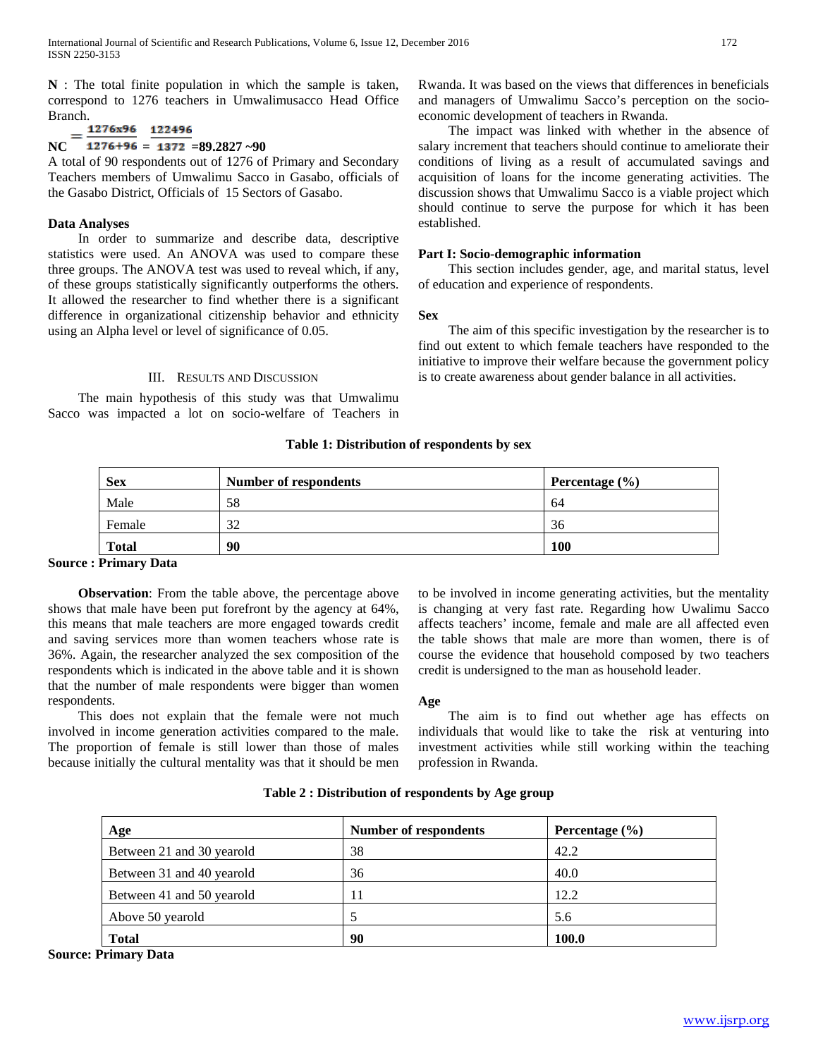**N** : The total finite population in which the sample is taken, correspond to 1276 teachers in Umwalimusacco Head Office Branch.

$$NC = \frac{1276 \times 96}{1276+96} = \frac{122496}{1372} = 89.2827 \sim 90$$

A total of 90 respondents out of 1276 of Primary and Secondary Teachers members of Umwalimu Sacco in Gasabo, officials of the Gasabo District, Officials of 15 Sectors of Gasabo.

**Data Analyses**

In order to summarize and describe data, descriptive statistics were used. An ANOVA was used to compare these three groups. The ANOVA test was used to reveal which, if any, of these groups statistically significantly outperforms the others. It allowed the researcher to find whether there is a significant difference in organizational citizenship behavior and ethnicity using an Alpha level or level of significance of 0.05.

## III. Results and Discussion

The main hypothesis of this study was that Umwalimu Sacco was impacted a lot on socio-welfare of Teachers in Rwanda. It was based on the views that differences in beneficials and managers of Umwalimu Sacco's perception on the socio-economic development of teachers in Rwanda.

The impact was linked with whether in the absence of salary increment that teachers should continue to ameliorate their conditions of living as a result of accumulated savings and acquisition of loans for the income generating activities. The discussion shows that Umwalimu Sacco is a viable project which should continue to serve the purpose for which it has been established.

**Part I: Socio-demographic information**

This section includes gender, age, and marital status, level of education and experience of respondents.

**Sex**

The aim of this specific investigation by the researcher is to find out extent to which female teachers have responded to the initiative to improve their welfare because the government policy is to create awareness about gender balance in all activities.

**Table 1: Distribution of respondents by sex**

| Sex | Number of respondents | Percentage (%) |
|---|---|---|
| Male | 58 | 64 |
| Female | 32 | 36 |
| **Total** | **90** | **100** |

**Source : Primary Data**

**Observation**: From the table above, the percentage above shows that male have been put forefront by the agency at 64%, this means that male teachers are more engaged towards credit and saving services more than women teachers whose rate is 36%. Again, the researcher analyzed the sex composition of the respondents which is indicated in the above table and it is shown that the number of male respondents were bigger than women respondents.

This does not explain that the female were not much involved in income generation activities compared to the male. The proportion of female is still lower than those of males because initially the cultural mentality was that it should be men to be involved in income generating activities, but the mentality is changing at very fast rate. Regarding how Uwalimu Sacco affects teachers' income, female and male are all affected even the table shows that male are more than women, there is of course the evidence that household composed by two teachers credit is undersigned to the man as household leader.

**Age**

The aim is to find out whether age has effects on individuals that would like to take the risk at venturing into investment activities while still working within the teaching profession in Rwanda.

**Table 2 : Distribution of respondents by Age group**

| Age | Number of respondents | Percentage (%) |
|---|---|---|
| Between 21 and 30 yearold | 38 | 42.2 |
| Between 31 and 40 yearold | 36 | 40.0 |
| Between 41 and 50 yearold | 11 | 12.2 |
| Above 50 yearold | 5 | 5.6 |
| **Total** | **90** | **100.0** |

**Source: Primary Data**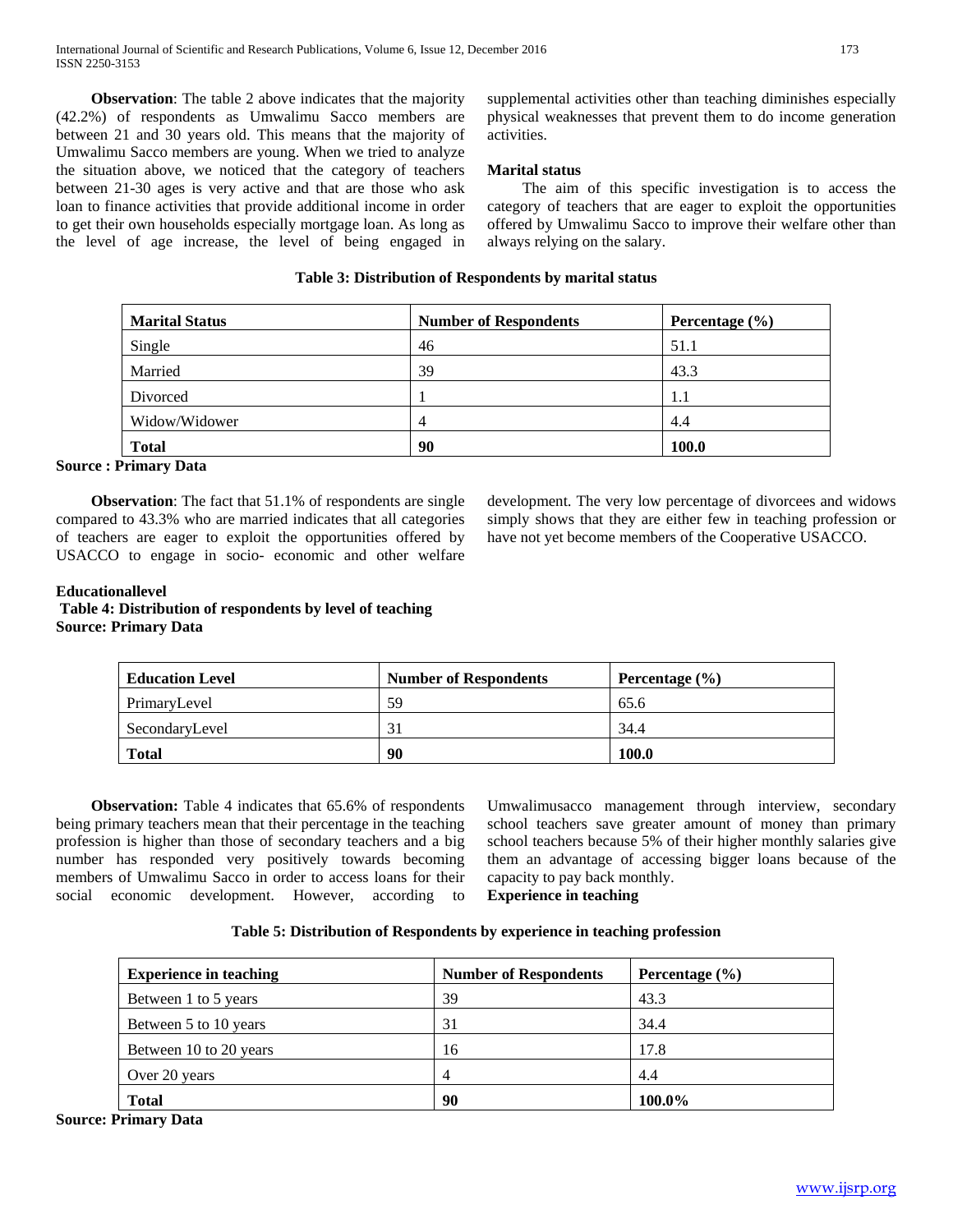**Observation**: The table 2 above indicates that the majority (42.2%) of respondents as Umwalimu Sacco members are between 21 and 30 years old. This means that the majority of Umwalimu Sacco members are young. When we tried to analyze the situation above, we noticed that the category of teachers between 21-30 ages is very active and that are those who ask loan to finance activities that provide additional income in order to get their own households especially mortgage loan. As long as the level of age increase, the level of being engaged in supplemental activities other than teaching diminishes especially physical weaknesses that prevent them to do income generation activities.

**Marital status**

The aim of this specific investigation is to access the category of teachers that are eager to exploit the opportunities offered by Umwalimu Sacco to improve their welfare other than always relying on the salary.

**Table 3: Distribution of Respondents by marital status**

| Marital Status | Number of Respondents | Percentage (%) |
|---|---|---|
| Single | 46 | 51.1 |
| Married | 39 | 43.3 |
| Divorced | 1 | 1.1 |
| Widow/Widower | 4 | 4.4 |
| **Total** | **90** | **100.0** |

**Source : Primary Data**

**Observation**: The fact that 51.1% of respondents are single compared to 43.3% who are married indicates that all categories of teachers are eager to exploit the opportunities offered by USACCO to engage in socio- economic and other welfare development. The very low percentage of divorcees and widows simply shows that they are either few in teaching profession or have not yet become members of the Cooperative USACCO.

**Educationallevel**

**Table 4: Distribution of respondents by level of teaching**

**Source: Primary Data**

| Education Level | Number of Respondents | Percentage (%) |
|---|---|---|
| PrimaryLevel | 59 | 65.6 |
| SecondaryLevel | 31 | 34.4 |
| **Total** | **90** | **100.0** |

**Observation:** Table 4 indicates that 65.6% of respondents being primary teachers mean that their percentage in the teaching profession is higher than those of secondary teachers and a big number has responded very positively towards becoming members of Umwalimu Sacco in order to access loans for their social economic development. However, according to Umwalimusacco management through interview, secondary school teachers save greater amount of money than primary school teachers because 5% of their higher monthly salaries give them an advantage of accessing bigger loans because of the capacity to pay back monthly.

**Experience in teaching**

**Table 5: Distribution of Respondents by experience in teaching profession**

| Experience in teaching | Number of Respondents | Percentage (%) |
|---|---|---|
| Between 1 to 5 years | 39 | 43.3 |
| Between 5 to 10 years | 31 | 34.4 |
| Between 10 to 20 years | 16 | 17.8 |
| Over 20 years | 4 | 4.4 |
| **Total** | **90** | **100.0%** |

**Source: Primary Data**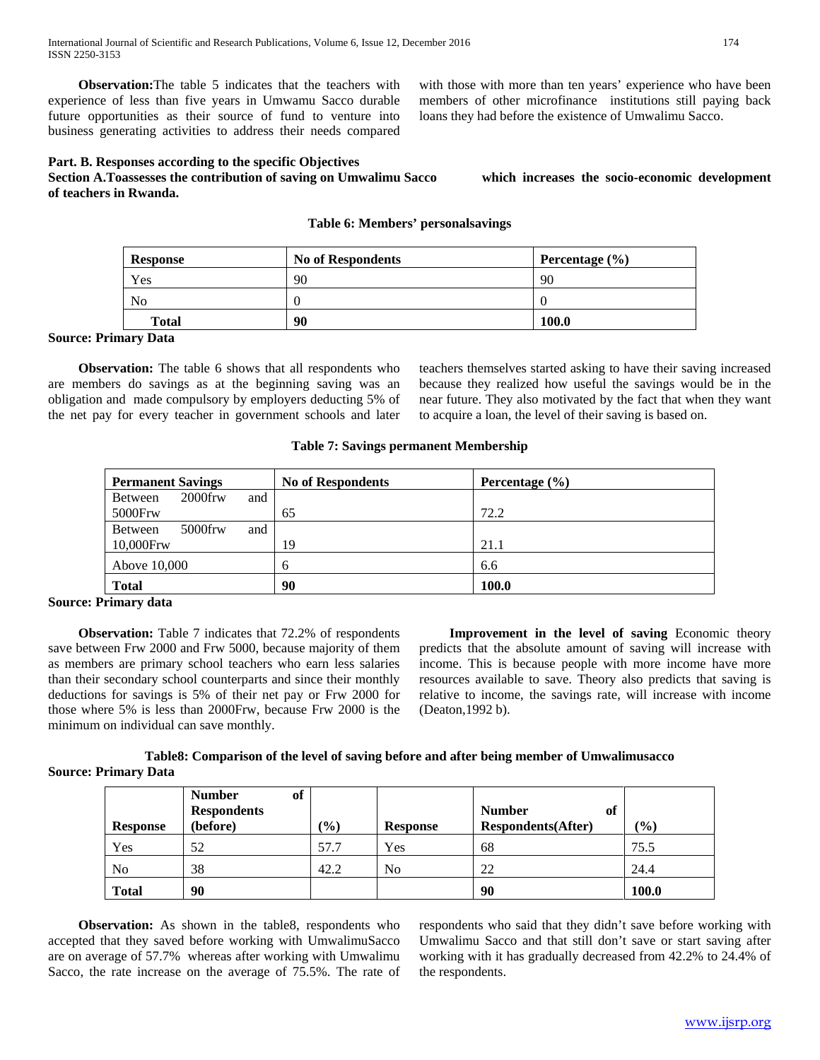**Observation:**The table 5 indicates that the teachers with experience of less than five years in Umwamu Sacco durable future opportunities as their source of fund to venture into business generating activities to address their needs compared with those with more than ten years' experience who have been members of other microfinance institutions still paying back loans they had before the existence of Umwalimu Sacco.

**Part. B. Responses according to the specific Objectives**

**Section A.Toassesses the contribution of saving on Umwalimu Sacco which increases the socio-economic development of teachers in Rwanda.**

**Table 6: Members' personalsavings**

| Response | No of Respondents | Percentage (%) |
|---|---|---|
| Yes | 90 | 90 |
| No | 0 | 0 |
| **Total** | **90** | **100.0** |

**Source: Primary Data**

**Observation:** The table 6 shows that all respondents who are members do savings as at the beginning saving was an obligation and made compulsory by employers deducting 5% of the net pay for every teacher in government schools and later teachers themselves started asking to have their saving increased because they realized how useful the savings would be in the near future. They also motivated by the fact that when they want to acquire a loan, the level of their saving is based on.

**Table 7: Savings permanent Membership**

| Permanent Savings | No of Respondents | Percentage (%) |
|---|---|---|
| Between 2000frw and 5000Frw | 65 | 72.2 |
| Between 5000frw and 10,000Frw | 19 | 21.1 |
| Above 10,000 | 6 | 6.6 |
| **Total** | **90** | **100.0** |

**Source: Primary data**

**Observation:** Table 7 indicates that 72.2% of respondents save between Frw 2000 and Frw 5000, because majority of them as members are primary school teachers who earn less salaries than their secondary school counterparts and since their monthly deductions for savings is 5% of their net pay or Frw 2000 for those where 5% is less than 2000Frw, because Frw 2000 is the minimum on individual can save monthly.

**Improvement in the level of saving** Economic theory predicts that the absolute amount of saving will increase with income. This is because people with more income have more resources available to save. Theory also predicts that saving is relative to income, the savings rate, will increase with income (Deaton,1992 b).

**Table8: Comparison of the level of saving before and after being member of Umwalimusacco**

**Source: Primary Data**

| Response | Number of Respondents (before) | (%) | Response | Number of Respondents(After) | (%) |
|---|---|---|---|---|---|
| Yes | 52 | 57.7 | Yes | 68 | 75.5 |
| No | 38 | 42.2 | No | 22 | 24.4 |
| **Total** | **90** | | | **90** | **100.0** |

**Observation:** As shown in the table8, respondents who accepted that they saved before working with UmwalimuSacco are on average of 57.7% whereas after working with Umwalimu Sacco, the rate increase on the average of 75.5%. The rate of respondents who said that they didn't save before working with Umwalimu Sacco and that still don't save or start saving after working with it has gradually decreased from 42.2% to 24.4% of the respondents.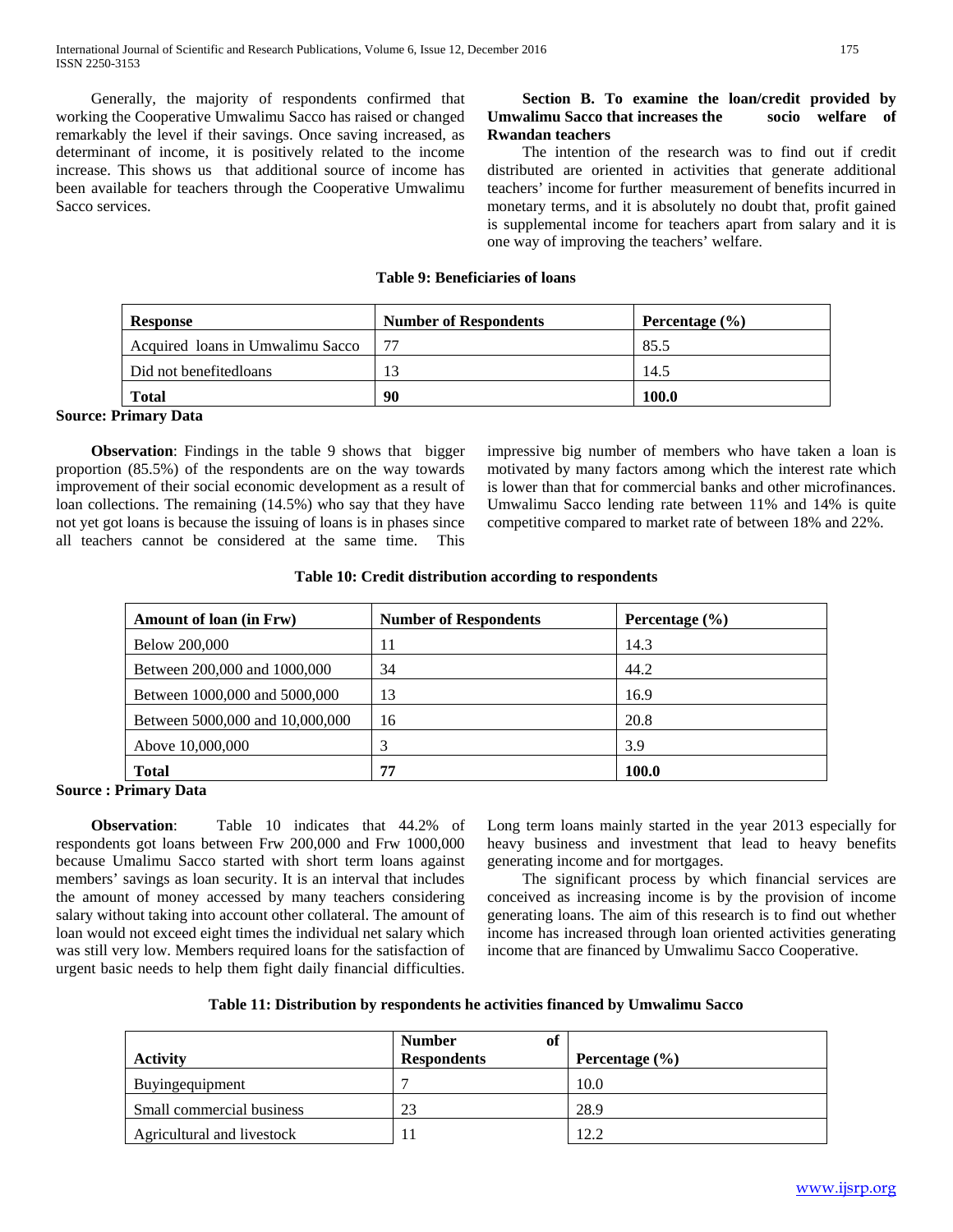Generally, the majority of respondents confirmed that working the Cooperative Umwalimu Sacco has raised or changed remarkably the level if their savings. Once saving increased, as determinant of income, it is positively related to the income increase. This shows us that additional source of income has been available for teachers through the Cooperative Umwalimu Sacco services.

**Section B. To examine the loan/credit provided by Umwalimu Sacco that increases the socio welfare of Rwandan teachers**

The intention of the research was to find out if credit distributed are oriented in activities that generate additional teachers' income for further measurement of benefits incurred in monetary terms, and it is absolutely no doubt that, profit gained is supplemental income for teachers apart from salary and it is one way of improving the teachers' welfare.

**Table 9: Beneficiaries of loans**

| Response | Number of Respondents | Percentage (%) |
|---|---|---|
| Acquired loans in Umwalimu Sacco | 77 | 85.5 |
| Did not benefitedloans | 13 | 14.5 |
| **Total** | **90** | **100.0** |

**Source: Primary Data**

**Observation**: Findings in the table 9 shows that bigger proportion (85.5%) of the respondents are on the way towards improvement of their social economic development as a result of loan collections. The remaining (14.5%) who say that they have not yet got loans is because the issuing of loans is in phases since all teachers cannot be considered at the same time. This impressive big number of members who have taken a loan is motivated by many factors among which the interest rate which is lower than that for commercial banks and other microfinances. Umwalimu Sacco lending rate between 11% and 14% is quite competitive compared to market rate of between 18% and 22%.

**Table 10: Credit distribution according to respondents**

| Amount of loan (in Frw) | Number of Respondents | Percentage (%) |
|---|---|---|
| Below 200,000 | 11 | 14.3 |
| Between 200,000 and 1000,000 | 34 | 44.2 |
| Between 1000,000 and 5000,000 | 13 | 16.9 |
| Between 5000,000 and 10,000,000 | 16 | 20.8 |
| Above 10,000,000 | 3 | 3.9 |
| **Total** | **77** | **100.0** |

**Source : Primary Data**

**Observation**: Table 10 indicates that 44.2% of respondents got loans between Frw 200,000 and Frw 1000,000 because Umalimu Sacco started with short term loans against members' savings as loan security. It is an interval that includes the amount of money accessed by many teachers considering salary without taking into account other collateral. The amount of loan would not exceed eight times the individual net salary which was still very low. Members required loans for the satisfaction of urgent basic needs to help them fight daily financial difficulties. Long term loans mainly started in the year 2013 especially for heavy business and investment that lead to heavy benefits generating income and for mortgages.

The significant process by which financial services are conceived as increasing income is by the provision of income generating loans. The aim of this research is to find out whether income has increased through loan oriented activities generating income that are financed by Umwalimu Sacco Cooperative.

**Table 11: Distribution by respondents he activities financed by Umwalimu Sacco**

| Activity | Number of Respondents | Percentage (%) |
|---|---|---|
| Buyingequipment | 7 | 10.0 |
| Small commercial business | 23 | 28.9 |
| Agricultural and livestock | 11 | 12.2 |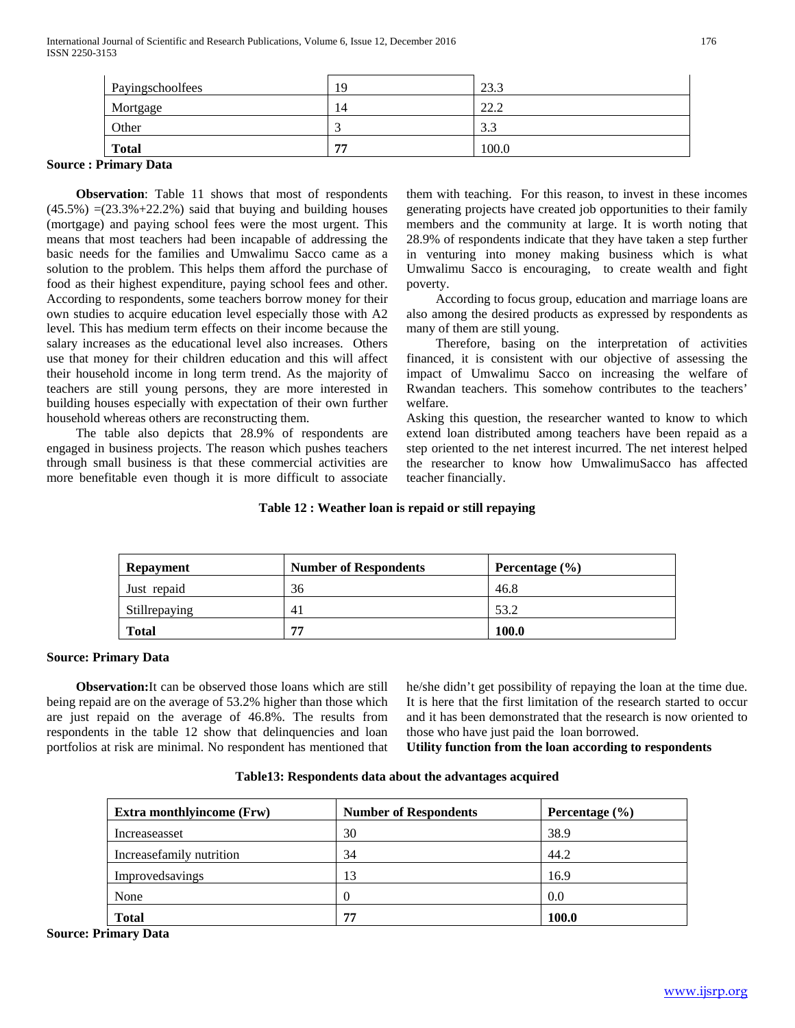| Payingschoolfees | 19 | 23.3 |
|---|---|---|
| Mortgage | 14 | 22.2 |
| Other | 3 | 3.3 |
| **Total** | **77** | 100.0 |

**Source : Primary Data**

**Observation**: Table 11 shows that most of respondents (45.5%) =(23.3%+22.2%) said that buying and building houses (mortgage) and paying school fees were the most urgent. This means that most teachers had been incapable of addressing the basic needs for the families and Umwalimu Sacco came as a solution to the problem. This helps them afford the purchase of food as their highest expenditure, paying school fees and other. According to respondents, some teachers borrow money for their own studies to acquire education level especially those with A2 level. This has medium term effects on their income because the salary increases as the educational level also increases. Others use that money for their children education and this will affect their household income in long term trend. As the majority of teachers are still young persons, they are more interested in building houses especially with expectation of their own further household whereas others are reconstructing them.

The table also depicts that 28.9% of respondents are engaged in business projects. The reason which pushes teachers through small business is that these commercial activities are more benefitable even though it is more difficult to associate them with teaching. For this reason, to invest in these incomes generating projects have created job opportunities to their family members and the community at large. It is worth noting that 28.9% of respondents indicate that they have taken a step further in venturing into money making business which is what Umwalimu Sacco is encouraging, to create wealth and fight poverty.

According to focus group, education and marriage loans are also among the desired products as expressed by respondents as many of them are still young.

Therefore, basing on the interpretation of activities financed, it is consistent with our objective of assessing the impact of Umwalimu Sacco on increasing the welfare of Rwandan teachers. This somehow contributes to the teachers' welfare.

Asking this question, the researcher wanted to know to which extend loan distributed among teachers have been repaid as a step oriented to the net interest incurred. The net interest helped the researcher to know how UmwalimuSacco has affected teacher financially.

**Table 12 : Weather loan is repaid or still repaying**

| Repayment | Number of Respondents | Percentage (%) |
|---|---|---|
| Just repaid | 36 | 46.8 |
| Stillrepaying | 41 | 53.2 |
| **Total** | **77** | **100.0** |

**Source: Primary Data**

**Observation:**It can be observed those loans which are still being repaid are on the average of 53.2% higher than those which are just repaid on the average of 46.8%. The results from respondents in the table 12 show that delinquencies and loan portfolios at risk are minimal. No respondent has mentioned that he/she didn't get possibility of repaying the loan at the time due. It is here that the first limitation of the research started to occur and it has been demonstrated that the research is now oriented to those who have just paid the loan borrowed.

**Utility function from the loan according to respondents**

**Table13: Respondents data about the advantages acquired**

| Extra monthlyincome (Frw) | Number of Respondents | Percentage (%) |
|---|---|---|
| Increaseasset | 30 | 38.9 |
| Increasefamily nutrition | 34 | 44.2 |
| Improvedsavings | 13 | 16.9 |
| None | 0 | 0.0 |
| **Total** | **77** | **100.0** |

**Source: Primary Data**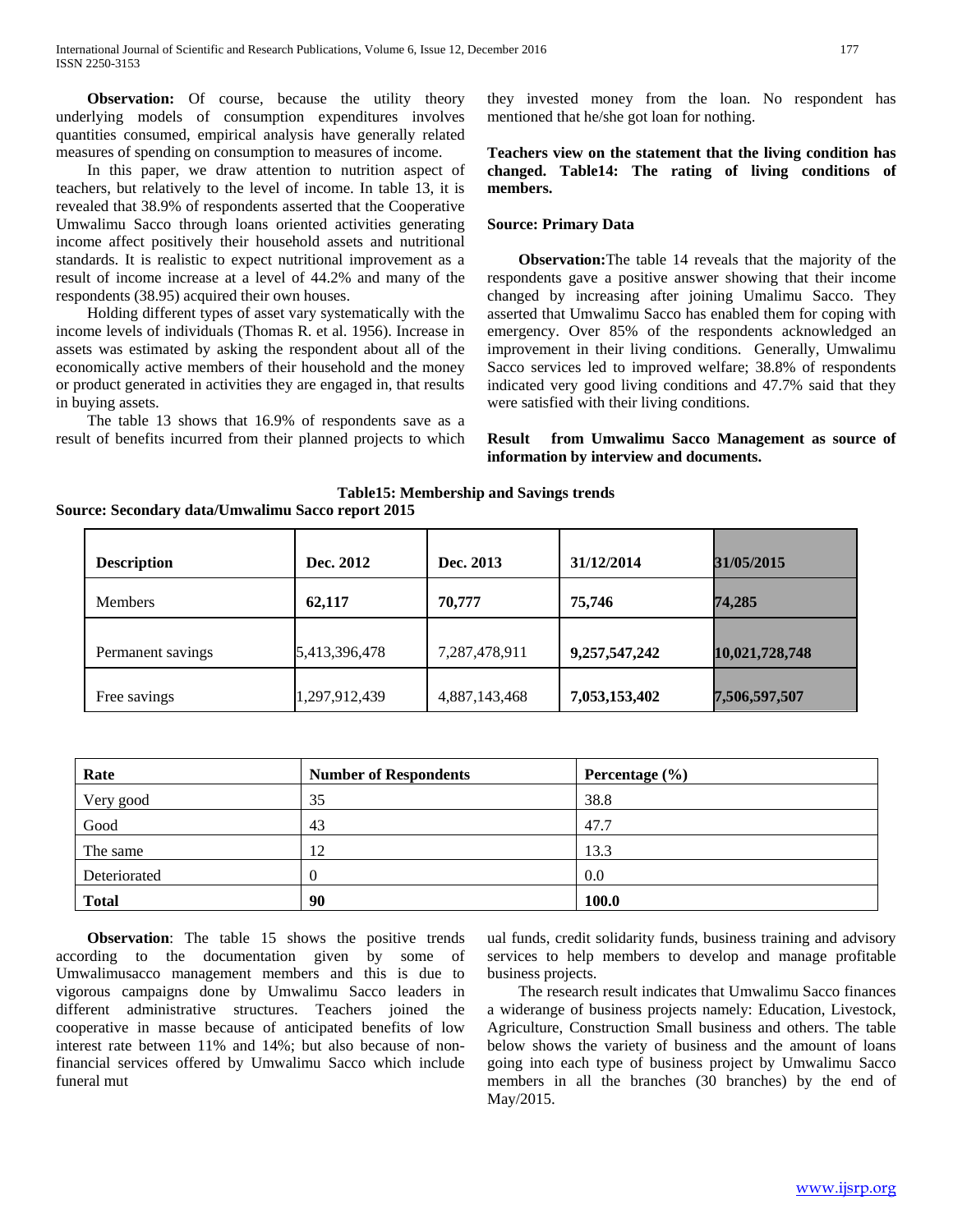**Observation:** Of course, because the utility theory underlying models of consumption expenditures involves quantities consumed, empirical analysis have generally related measures of spending on consumption to measures of income.

In this paper, we draw attention to nutrition aspect of teachers, but relatively to the level of income. In table 13, it is revealed that 38.9% of respondents asserted that the Cooperative Umwalimu Sacco through loans oriented activities generating income affect positively their household assets and nutritional standards. It is realistic to expect nutritional improvement as a result of income increase at a level of 44.2% and many of the respondents (38.95) acquired their own houses.

Holding different types of asset vary systematically with the income levels of individuals (Thomas R. et al. 1956). Increase in assets was estimated by asking the respondent about all of the economically active members of their household and the money or product generated in activities they are engaged in, that results in buying assets.

The table 13 shows that 16.9% of respondents save as a result of benefits incurred from their planned projects to which they invested money from the loan. No respondent has mentioned that he/she got loan for nothing.

**Teachers view on the statement that the living condition has changed. Table14: The rating of living conditions of members.**

| Rate | Number of Respondents | Percentage (%) |
|---|---|---|
| Very good | 35 | 38.8 |
| Good | 43 | 47.7 |
| The same | 12 | 13.3 |
| Deteriorated | 0 | 0.0 |
| **Total** | **90** | **100.0** |

**Source: Primary Data**

**Observation:**The table 14 reveals that the majority of the respondents gave a positive answer showing that their income changed by increasing after joining Umalimu Sacco. They asserted that Umwalimu Sacco has enabled them for coping with emergency. Over 85% of the respondents acknowledged an improvement in their living conditions. Generally, Umwalimu Sacco services led to improved welfare; 38.8% of respondents indicated very good living conditions and 47.7% said that they were satisfied with their living conditions.

**Result from Umwalimu Sacco Management as source of information by interview and documents.**

**Table15: Membership and Savings trends**

**Source: Secondary data/Umwalimu Sacco report 2015**

| Description | Dec. 2012 | Dec. 2013 | 31/12/2014 | 31/05/2015 |
|---|---|---|---|---|
| Members | **62,117** | **70,777** | **75,746** | **74,285** |
| Permanent savings | 5,413,396,478 | 7,287,478,911 | **9,257,547,242** | **10,021,728,748** |
| Free savings | 1,297,912,439 | 4,887,143,468 | **7,053,153,402** | **7,506,597,507** |

**Observation**: The table 15 shows the positive trends according to the documentation given by some of Umwalimusacco management members and this is due to vigorous campaigns done by Umwalimu Sacco leaders in different administrative structures. Teachers joined the cooperative in masse because of anticipated benefits of low interest rate between 11% and 14%; but also because of non-financial services offered by Umwalimu Sacco which include funeral mutual funds, credit solidarity funds, business training and advisory services to help members to develop and manage profitable business projects.

The research result indicates that Umwalimu Sacco finances a widerange of business projects namely: Education, Livestock, Agriculture, Construction Small business and others. The table below shows the variety of business and the amount of loans going into each type of business project by Umwalimu Sacco members in all the branches (30 branches) by the end of May/2015.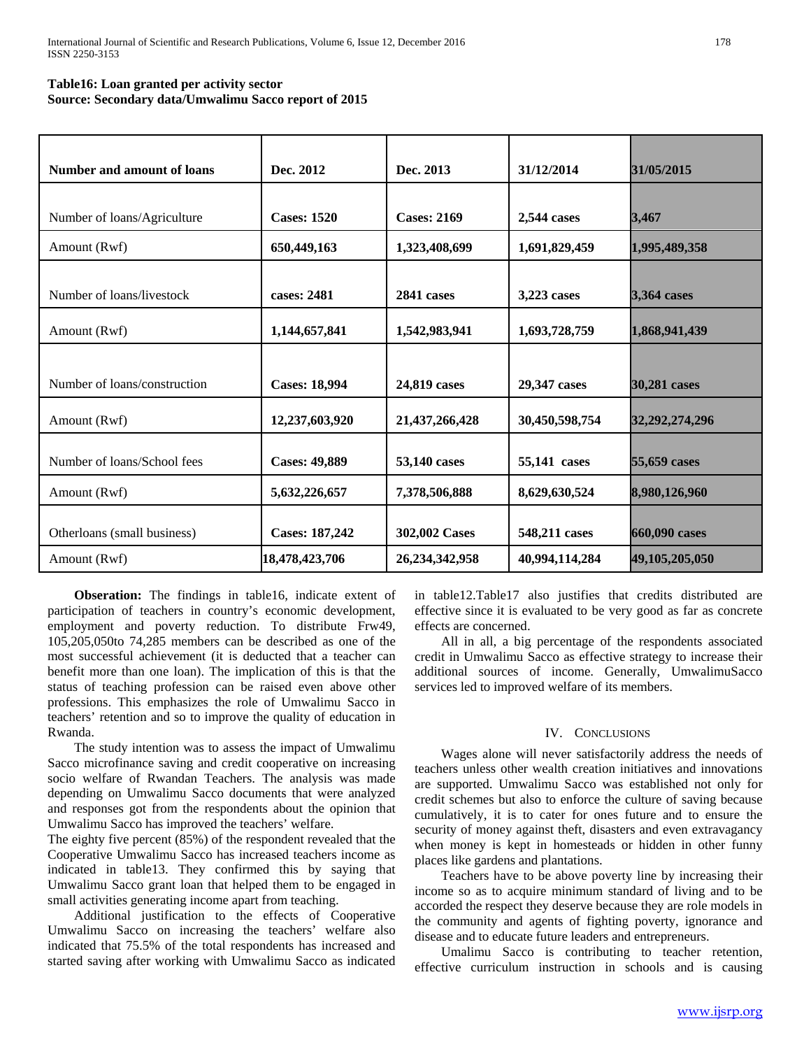**Table16: Loan granted per activity sector**
**Source: Secondary data/Umwalimu Sacco report of 2015**

| Number and amount of loans | Dec. 2012 | Dec. 2013 | 31/12/2014 | 31/05/2015 |
|---|---|---|---|---|
| Number of loans/Agriculture | **Cases: 1520** | **Cases: 2169** | **2,544 cases** | **3,467** |
| Amount (Rwf) | **650,449,163** | **1,323,408,699** | **1,691,829,459** | **1,995,489,358** |
| Number of loans/livestock | **cases: 2481** | **2841 cases** | **3,223 cases** | **3,364 cases** |
| Amount (Rwf) | **1,144,657,841** | **1,542,983,941** | **1,693,728,759** | **1,868,941,439** |
| Number of loans/construction | **Cases: 18,994** | **24,819 cases** | **29,347 cases** | **30,281 cases** |
| Amount (Rwf) | **12,237,603,920** | **21,437,266,428** | **30,450,598,754** | **32,292,274,296** |
| Number of loans/School fees | **Cases: 49,889** | **53,140 cases** | **55,141 cases** | **55,659 cases** |
| Amount (Rwf) | **5,632,226,657** | **7,378,506,888** | **8,629,630,524** | **8,980,126,960** |
| Otherloans (small business) | **Cases: 187,242** | **302,002 Cases** | **548,211 cases** | **660,090 cases** |
| Amount (Rwf) | **18,478,423,706** | **26,234,342,958** | **40,994,114,284** | **49,105,205,050** |

**Obseration:** The findings in table16, indicate extent of participation of teachers in country's economic development, employment and poverty reduction. To distribute Frw49, 105,205,050to 74,285 members can be described as one of the most successful achievement (it is deducted that a teacher can benefit more than one loan). The implication of this is that the status of teaching profession can be raised even above other professions. This emphasizes the role of Umwalimu Sacco in teachers' retention and so to improve the quality of education in Rwanda.

The study intention was to assess the impact of Umwalimu Sacco microfinance saving and credit cooperative on increasing socio welfare of Rwandan Teachers. The analysis was made depending on Umwalimu Sacco documents that were analyzed and responses got from the respondents about the opinion that Umwalimu Sacco has improved the teachers' welfare.

The eighty five percent (85%) of the respondent revealed that the Cooperative Umwalimu Sacco has increased teachers income as indicated in table13. They confirmed this by saying that Umwalimu Sacco grant loan that helped them to be engaged in small activities generating income apart from teaching.

Additional justification to the effects of Cooperative Umwalimu Sacco on increasing the teachers' welfare also indicated that 75.5% of the total respondents has increased and started saving after working with Umwalimu Sacco as indicated in table12.Table17 also justifies that credits distributed are effective since it is evaluated to be very good as far as concrete effects are concerned.

All in all, a big percentage of the respondents associated credit in Umwalimu Sacco as effective strategy to increase their additional sources of income. Generally, UmwalimuSacco services led to improved welfare of its members.

## IV. Conclusions

Wages alone will never satisfactorily address the needs of teachers unless other wealth creation initiatives and innovations are supported. Umwalimu Sacco was established not only for credit schemes but also to enforce the culture of saving because cumulatively, it is to cater for ones future and to ensure the security of money against theft, disasters and even extravagancy when money is kept in homesteads or hidden in other funny places like gardens and plantations.

Teachers have to be above poverty line by increasing their income so as to acquire minimum standard of living and to be accorded the respect they deserve because they are role models in the community and agents of fighting poverty, ignorance and disease and to educate future leaders and entrepreneurs.

Umalimu Sacco is contributing to teacher retention, effective curriculum instruction in schools and is causing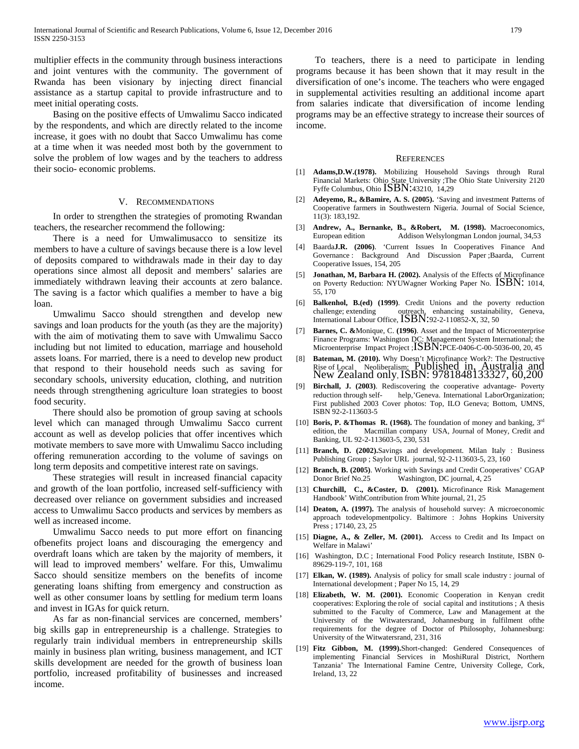multiplier effects in the community through business interactions and joint ventures with the community. The government of Rwanda has been visionary by injecting direct financial assistance as a startup capital to provide infrastructure and to meet initial operating costs.

Basing on the positive effects of Umwalimu Sacco indicated by the respondents, and which are directly related to the income increase, it goes with no doubt that Sacco Umwalimu has come at a time when it was needed most both by the government to solve the problem of low wages and by the teachers to address their socio- economic problems.

## V. Recommendations

In order to strengthen the strategies of promoting Rwandan teachers, the researcher recommend the following:

There is a need for Umwalimusacco to sensitize its members to have a culture of savings because there is a low level of deposits compared to withdrawals made in their day to day operations since almost all deposit and members' salaries are immediately withdrawn leaving their accounts at zero balance. The saving is a factor which qualifies a member to have a big loan.

Umwalimu Sacco should strengthen and develop new savings and loan products for the youth (as they are the majority) with the aim of motivating them to save with Umwalimu Sacco including but not limited to education, marriage and household assets loans. For married, there is a need to develop new product that respond to their household needs such as saving for secondary schools, university education, clothing, and nutrition needs through strengthening agriculture loan strategies to boost food security.

There should also be promotion of group saving at schools level which can managed through Umwalimu Sacco current account as well as develop policies that offer incentives which motivate members to save more with Umwalimu Sacco including offering remuneration according to the volume of savings on long term deposits and competitive interest rate on savings.

These strategies will result in increased financial capacity and growth of the loan portfolio, increased self-sufficiency with decreased over reliance on government subsidies and increased access to Umwalimu Sacco products and services by members as well as increased income.

Umwalimu Sacco needs to put more effort on financing ofbenefits project loans and discouraging the emergency and overdraft loans which are taken by the majority of members, it will lead to improved members' welfare. For this, Umwalimu Sacco should sensitize members on the benefits of income generating loans shifting from emergency and construction as well as other consumer loans by settling for medium term loans and invest in IGAs for quick return.

As far as non-financial services are concerned, members' big skills gap in entrepreneurship is a challenge. Strategies to regularly train individual members in entrepreneurship skills mainly in business plan writing, business management, and ICT skills development are needed for the growth of business loan portfolio, increased profitability of businesses and increased income.

To teachers, there is a need to participate in lending programs because it has been shown that it may result in the diversification of one's income. The teachers who were engaged in supplemental activities resulting an additional income apart from salaries indicate that diversification of income lending programs may be an effective strategy to increase their sources of income.

## References

[1] **Adams,D.W.(1978).** Mobilizing Household Savings through Rural Financial Markets: Ohio State University ;The Ohio State University 2120 Fyffe Columbus, Ohio ISBN:43210, 14,29

[2] **Adeyemo, R., &Bamire, A. S. (2005).** 'Saving and investment Patterns of Cooperative farmers in Southwestern Nigeria. Journal of Social Science, 11(3): 183,192.

[3] **Andrew, A., Bernanke, B., &Robert, M. (1998).** Macroeconomics, European edition Addison Welsylongman London journal, 34,53

[4] Baarda**J.R. (2006)**. 'Current Issues In Cooperatives Finance And Governance : Background And Discussion Paper ;Baarda, Current Cooperative Issues, 154, 205

[5] **Jonathan, M, Barbara H. (2002).** Analysis of the Effects of Microfinance on Poverty Reduction: NYUWagner Working Paper No. ISBN: 1014, 55, 170

[6] **Balkenhol, B.(ed) (1999)**. Credit Unions and the poverty reduction challenge; extending outreach, enhancing sustainability, Geneva, International Labour Office, ISBN:92-2-110852-X, 32, 50

[7] **Barnes, C. &**Monique, C. **(1996)**. Asset and the Impact of Microenterprise Finance Programs: Washington DC: Management System International; the Microenterprise Impact Project ;ISBN:PCE-0406-C-00-5036-00, 20, 45

[8] **Bateman, M. (2010).** Why Doesn't Microfinance Work?: The Destructive Rise of Local Neoliberalism; Published in, Australia and New Zealand only, ISBN: 9781848133327, 60,200

[9] **Birchall, J. (2003)**. Rediscovering the cooperative advantage- Poverty reduction through self- help,'Geneva. International LaborOrganization; First published 2003 Cover photos: Top, ILO Geneva; Bottom, UMNS, ISBN 92-2-113603-5

[10] **Boris, P. &Thomas R. (1968).** The foundation of money and banking, 3rd edition, the Macmillan company USA, Journal of Money, Credit and Banking, UL 92-2-113603-5, 230, 531

[11] **Branch, D. (2002).**Savings and development. Milan Italy : Business Publishing Group ; Saylor URL journal, 92-2-113603-5, 23, 160

[12] **Branch, B. (2005)**. Working with Savings and Credit Cooperatives' CGAP Donor Brief No.25 Washington, DC journal, 4, 25

[13] **Churchill, C., &Coster, D. (2001).** Microfinance Risk Management Handbook' WithContribution from White journal, 21, 25

[14] **Deaton, A. (1997).** The analysis of household survey: A microeconomic approach todevelopmentpolicy. Baltimore : Johns Hopkins University Press ; 17140, 23, 25

[15] **Diagne, A., & Zeller, M. (2001).** Access to Credit and Its Impact on Welfare in Malawi'

[16] Washington, D.C ; International Food Policy research Institute, ISBN 0-89629-119-7, 101, 168

[17] **Elkan, W. (1989).** Analysis of policy for small scale industry : journal of International development ; Paper No 15, 14, 29

[18] **Elizabeth, W. M. (2001).** Economic Cooperation in Kenyan credit cooperatives: Exploring the role of social capital and institutions ; A thesis submitted to the Faculty of Commerce, Law and Management at the University of the Witwatersrand, Johannesburg in fulfilment ofthe requirements for the degree of Doctor of Philosophy, Johannesburg: University of the Witwatersrand, 231, 316

[19] **Fitz Gibbon, M. (1999).**Short-changed: Gendered Consequences of implementing Financial Services in MoshiRural District, Northern Tanzania' The International Famine Centre, University College, Cork, Ireland, 13, 22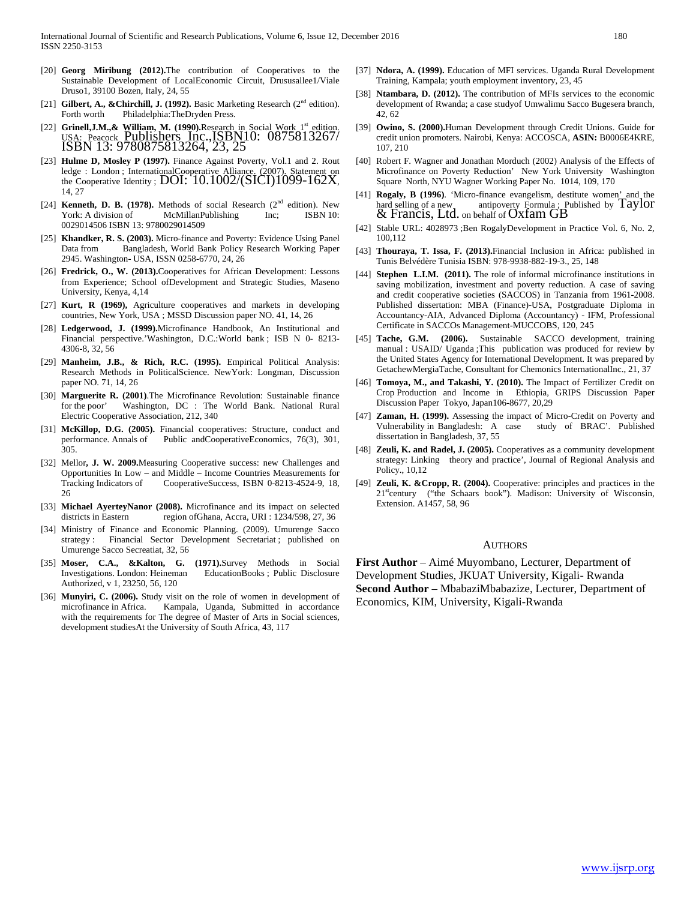[20] **Georg Miribung (2012).**The contribution of Cooperatives to the Sustainable Development of LocalEconomic Circuit, Drususallee1/Viale Druso1, 39100 Bozen, Italy, 24, 55

[21] **Gilbert, A., &Chirchill, J. (1992).** Basic Marketing Research (2nd edition). Forth worth Philadelphia:TheDryden Press.

[22] **Grinell,J.M.,& William, M. (1990).**Research in Social Work 1st edition. USA: Peacock Publishers Inc.,ISBN10: 0875813267/ ISBN 13: 9780875813264, 23, 25

[23] **Hulme D, Mosley P (1997).** Finance Against Poverty, Vol.1 and 2. Rout ledge : London ; InternationalCooperative Alliance. (2007). Statement on the Cooperative Identity ; DOI: 10.1002/(SICI)1099-162X, 14, 27

[24] **Kenneth, D. B. (1978).** Methods of social Research (2nd edition). New York: A division of McMillanPublishing Inc; ISBN 10: 0029014506 ISBN 13: 9780029014509

[25] **Khandker, R. S. (2003).** Micro-finance and Poverty: Evidence Using Panel Data from Bangladesh, World Bank Policy Research Working Paper 2945. Washington- USA, ISSN 0258-6770, 24, 26

[26] **Fredrick, O., W. (2013).**Cooperatives for African Development: Lessons from Experience; School ofDevelopment and Strategic Studies, Maseno University, Kenya, 4,14

[27] **Kurt, R (1969),** Agriculture cooperatives and markets in developing countries, New York, USA ; MSSD Discussion paper NO. 41, 14, 26

[28] **Ledgerwood, J. (1999).**Microfinance Handbook, An Institutional and Financial perspective.'Washington, D.C.:World bank ; ISB N 0- 8213-4306-8, 32, 56

[29] **Manheim, J.B., & Rich, R.C. (1995).** Empirical Political Analysis: Research Methods in PoliticalScience. NewYork: Longman, Discussion paper NO. 71, 14, 26

[30] **Marguerite R. (2001)**.The Microfinance Revolution: Sustainable finance for the poor' Washington, DC : The World Bank. National Rural Electric Cooperative Association, 212, 340

[31] **McKillop, D.G. (2005).** Financial cooperatives: Structure, conduct and performance. Annals of Public andCooperativeEconomics, 76(3), 301, 305.

[32] Mellor**, J. W. 2009.**Measuring Cooperative success: new Challenges and Opportunities In Low – and Middle – Income Countries Measurements for Tracking Indicators of CooperativeSuccess, ISBN 0-8213-4524-9, 18, 26

[33] **Michael AyerteyNanor (2008).** Microfinance and its impact on selected districts in Eastern region ofGhana, Accra, URI : 1234/598, 27, 36

[34] Ministry of Finance and Economic Planning. (2009). Umurenge Sacco strategy : Financial Sector Development Secretariat ; published on Umurenge Sacco Secreatiat, 32, 56

[35] **Moser, C.A., &Kalton, G. (1971).**Survey Methods in Social Investigations. London: Heineman EducationBooks ; Public Disclosure Authorized, v 1, 23250, 56, 120

[36] **Munyiri, C. (2006).** Study visit on the role of women in development of microfinance in Africa. Kampala, Uganda, Submitted in accordance with the requirements for The degree of Master of Arts in Social sciences, development studiesAt the University of South Africa, 43, 117

[37] **Ndora, A. (1999).** Education of MFI services. Uganda Rural Development Training, Kampala; youth employment inventory, 23, 45

[38] **Ntambara, D. (2012).** The contribution of MFIs services to the economic development of Rwanda; a case studyof Umwalimu Sacco Bugesera branch, 42, 62

[39] **Owino, S. (2000).**Human Development through Credit Unions. Guide for credit union promoters. Nairobi, Kenya: ACCOSCA, **ASIN:** B0006E4KRE, 107, 210

[40] Robert F. Wagner and Jonathan Morduch (2002) Analysis of the Effects of Microfinance on Poverty Reduction' New York University Washington Square North, NYU Wagner Working Paper No. 1014, 109, 170

[41] **Rogaly, B (1996)**. 'Micro-finance evangelism, destitute women' and the hard selling of a new antipoverty Formula ; Published by Taylor & Francis, Ltd. on behalf of Oxfam GB

[42] Stable URL: 4028973 ;Ben RogalyDevelopment in Practice Vol. 6, No. 2, 100,112

[43] **Thouraya, T. Issa, F. (2013).**Financial Inclusion in Africa: published in Tunis Belvédère Tunisia ISBN: 978-9938-882-19-3., 25, 148

[44] **Stephen L.I.M. (2011).** The role of informal microfinance institutions in saving mobilization, investment and poverty reduction. A case of saving and credit cooperative societies (SACCOS) in Tanzania from 1961-2008. Published dissertation: MBA (Finance)-USA, Postgraduate Diploma in Accountancy-AIA, Advanced Diploma (Accountancy) - IFM, Professional Certificate in SACCOs Management-MUCCOBS, 120, 245

[45] **Tache, G.M. (2006).** Sustainable SACCO development, training manual : USAID/ Uganda ;This publication was produced for review by the United States Agency for International Development. It was prepared by GetachewMergiaTache, Consultant for Chemonics InternationalInc., 21, 37

[46] **Tomoya, M., and Takashi, Y. (2010).** The Impact of Fertilizer Credit on Crop Production and Income in Ethiopia, GRIPS Discussion Paper Discussion Paper Tokyo, Japan106-8677, 20,29

[47] **Zaman, H. (1999).** Assessing the impact of Micro-Credit on Poverty and Vulnerability in Bangladesh: A case study of BRAC'. Published dissertation in Bangladesh, 37, 55

[48] **Zeuli, K. and Radel, J. (2005).** Cooperatives as a community development strategy: Linking theory and practice', Journal of Regional Analysis and Policy., 10,12

[49] **Zeuli, K. &Cropp, R. (2004).** Cooperative: principles and practices in the 21stcentury ("the Schaars book"). Madison: University of Wisconsin, Extension. A1457, 58, 96

## AUTHORS

**First Author** – Aimé Muyombano, Lecturer, Department of Development Studies, JKUAT University, Kigali- Rwanda

**Second Author** – MbabaziMbabazize, Lecturer, Department of Economics, KIM, University, Kigali-Rwanda